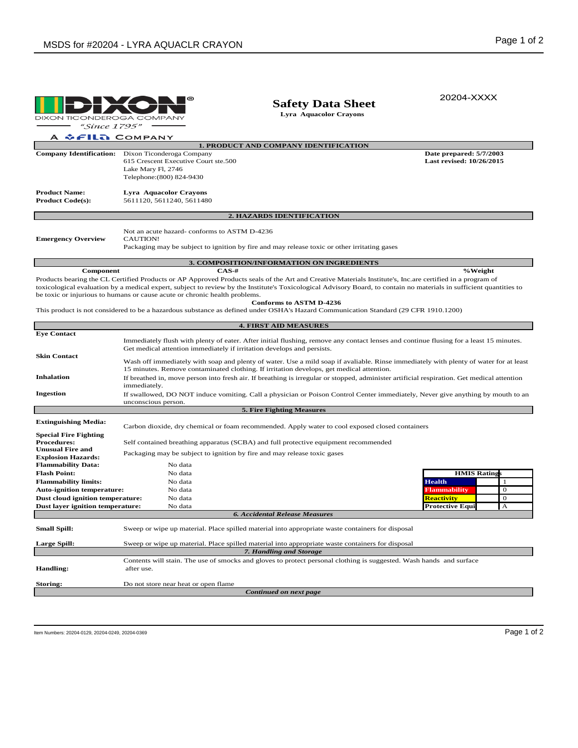DIXON TICONDEROGA COMPANY
"Since 1795"
A FILA COMPANY

# Safety Data Sheet

**Lyra Aquacolor Crayons**

20204-XXXX

## 1. PRODUCT AND COMPANY IDENTIFICATION

**Company Identification:** Dixon Ticonderoga Company
615 Crescent Executive Court ste.500
Lake Mary Fl, 2746
Telephone:(800) 824-9430

**Date prepared: 5/7/2003**
**Last revised: 10/26/2015**

**Product Name:** **Lyra Aquacolor Crayons**
**Product Code(s):** 5611120, 5611240, 5611480

## 2. HAZARDS IDENTIFICATION

**Emergency Overview**

Not an acute hazard- conforms to ASTM D-4236
CAUTION!
Packaging may be subject to ignition by fire and may release toxic or other irritating gases

## 3. COMPOSITION/INFORMATION ON INGREDIENTS

| Component | CAS-# | %Weight |
|---|---|---|

Products bearing the CL Certified Products or AP Approved Products seals of the Art and Creative Materials Institute's, Inc.are certified in a program of toxicological evaluation by a medical expert, subject to review by the Institute's Toxicological Advisory Board, to contain no materials in sufficient quantities to be toxic or injurious to humans or cause acute or chronic health problems.

**Conforms to ASTM D-4236**

This product is not considered to be a hazardous substance as defined under OSHA's Hazard Communication Standard (29 CFR 1910.1200)

## 4. FIRST AID MEASURES

**Eye Contact**

Immediately flush with plenty of eater. After initial flushing, remove any contact lenses and continue flusing for a least 15 minutes. Get medical attention immediately if irritation develops and persists.

**Skin Contact**

Wash off immediately with soap and plenty of water. Use a mild soap if avaliable. Rinse immediately with plenty of water for at least 15 minutes. Remove contaminated clothing. If irritation develops, get medical attention.

**Inhalation**

If breathed in, move person into fresh air. If breathing is irregular or stopped, administer artificial respiration. Get medical attention immediately.

**Ingestion**

If swallowed, DO NOT induce vomiting. Call a physician or Poison Control Center immediately, Never give anything by mouth to an unconscious person.

## 5. Fire Fighting Measures

**Extinguishing Media:** Carbon dioxide, dry chemical or foam recommended. Apply water to cool exposed closed containers

**Special Fire Fighting Procedures:** Self contained breathing apparatus (SCBA) and full protective equipment recommended

**Unusual Fire and Explosion Hazards:** Packaging may be subject to ignition by fire and may release toxic gases

**Flammability Data:** No data
**Flash Point:** No data
**Flammability limits:** No data
**Auto-ignition temperature:** No data
**Dust cloud ignition temperature:** No data
**Dust layer ignition temperature:** No data

| HMIS Ratings | | |
|---|---|---|
| Health | | 1 |
| Flammability | | 0 |
| Reactivity | | 0 |
| Protective Equi | | A |

## 6. Accidental Release Measures

**Small Spill:** Sweep or wipe up material. Place spilled material into appropriate waste containers for disposal

**Large Spill:** Sweep or wipe up material. Place spilled material into appropriate waste containers for disposal

## 7. Handling and Storage

**Handling:** Contents will stain. The use of smocks and gloves to protect personal clothing is suggested. Wash hands and surface after use.

**Storing:** Do not store near heat or open flame

*Continued on next page*

Item Numbers: 20204-0129, 20204-0249, 20204-0369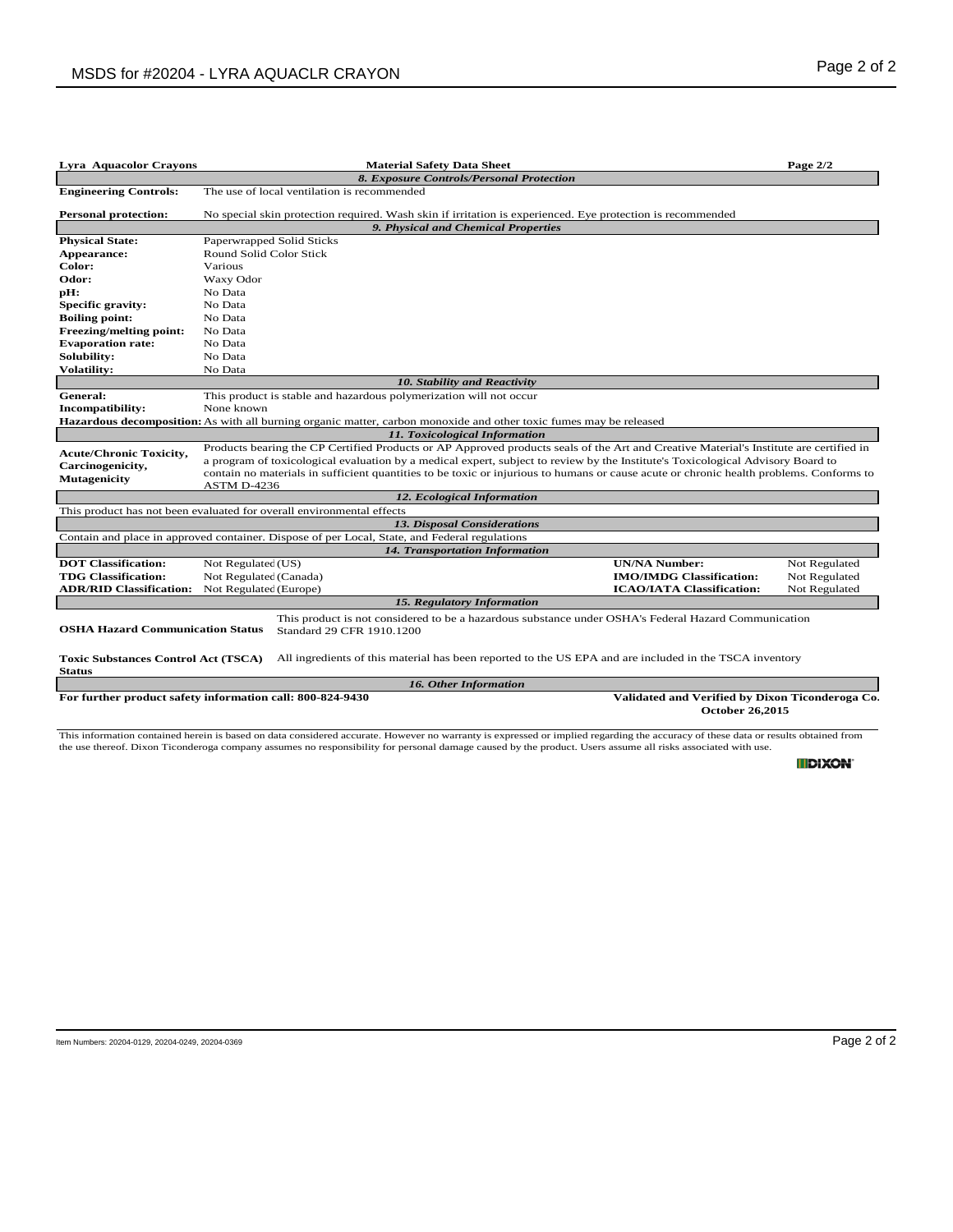**Lyra Aquacolor Crayons** | **Material Safety Data Sheet** | **Page 2/2**

### *8. Exposure Controls/Personal Protection*

**Engineering Controls:** The use of local ventilation is recommended

**Personal protection:** No special skin protection required. Wash skin if irritation is experienced. Eye protection is recommended

### *9. Physical and Chemical Properties*

| | |
|---|---|
| **Physical State:** | Paperwrapped Solid Sticks |
| **Appearance:** | Round Solid Color Stick |
| **Color:** | Various |
| **Odor:** | Waxy Odor |
| **pH:** | No Data |
| **Specific gravity:** | No Data |
| **Boiling point:** | No Data |
| **Freezing/melting point:** | No Data |
| **Evaporation rate:** | No Data |
| **Solubility:** | No Data |
| **Volatility:** | No Data |

### *10. Stability and Reactivity*

**General:** This product is stable and hazardous polymerization will not occur

**Incompatibility:** None known

**Hazardous decomposition:** As with all burning organic matter, carbon monoxide and other toxic fumes may be released

### *11. Toxicological Information*

**Acute/Chronic Toxicity, Carcinogenicity, Mutagenicity** Products bearing the CP Certified Products or AP Approved products seals of the Art and Creative Material's Institute are certified in a program of toxicological evaluation by a medical expert, subject to review by the Institute's Toxicological Advisory Board to contain no materials in sufficient quantities to be toxic or injurious to humans or cause acute or chronic health problems. Conforms to ASTM D-4236

### *12. Ecological Information*

This product has not been evaluated for overall environmental effects

### *13. Disposal Considerations*

Contain and place in approved container. Dispose of per Local, State, and Federal regulations

### *14. Transportation Information*

| | | | |
|---|---|---|---|
| **DOT Classification:** | Not Regulated (US) | **UN/NA Number:** | Not Regulated |
| **TDG Classification:** | Not Regulated (Canada) | **IMO/IMDG Classification:** | Not Regulated |
| **ADR/RID Classification:** | Not Regulated (Europe) | **ICAO/IATA Classification:** | Not Regulated |

### *15. Regulatory Information*

**OSHA Hazard Communication Status** This product is not considered to be a hazardous substance under OSHA's Federal Hazard Communication Standard 29 CFR 1910.1200

**Toxic Substances Control Act (TSCA) Status** All ingredients of this material has been reported to the US EPA and are included in the TSCA inventory

### *16. Other Information*

**For further product safety information call: 800-824-9430**

**Validated and Verified by Dixon Ticonderoga Co.**
**October 26,2015**

This information contained herein is based on data considered accurate. However no warranty is expressed or implied regarding the accuracy of these data or results obtained from the use thereof. Dixon Ticonderoga company assumes no responsibility for personal damage caused by the product. Users assume all risks associated with use.

DIXON

Item Numbers: 20204-0129, 20204-0249, 20204-0369